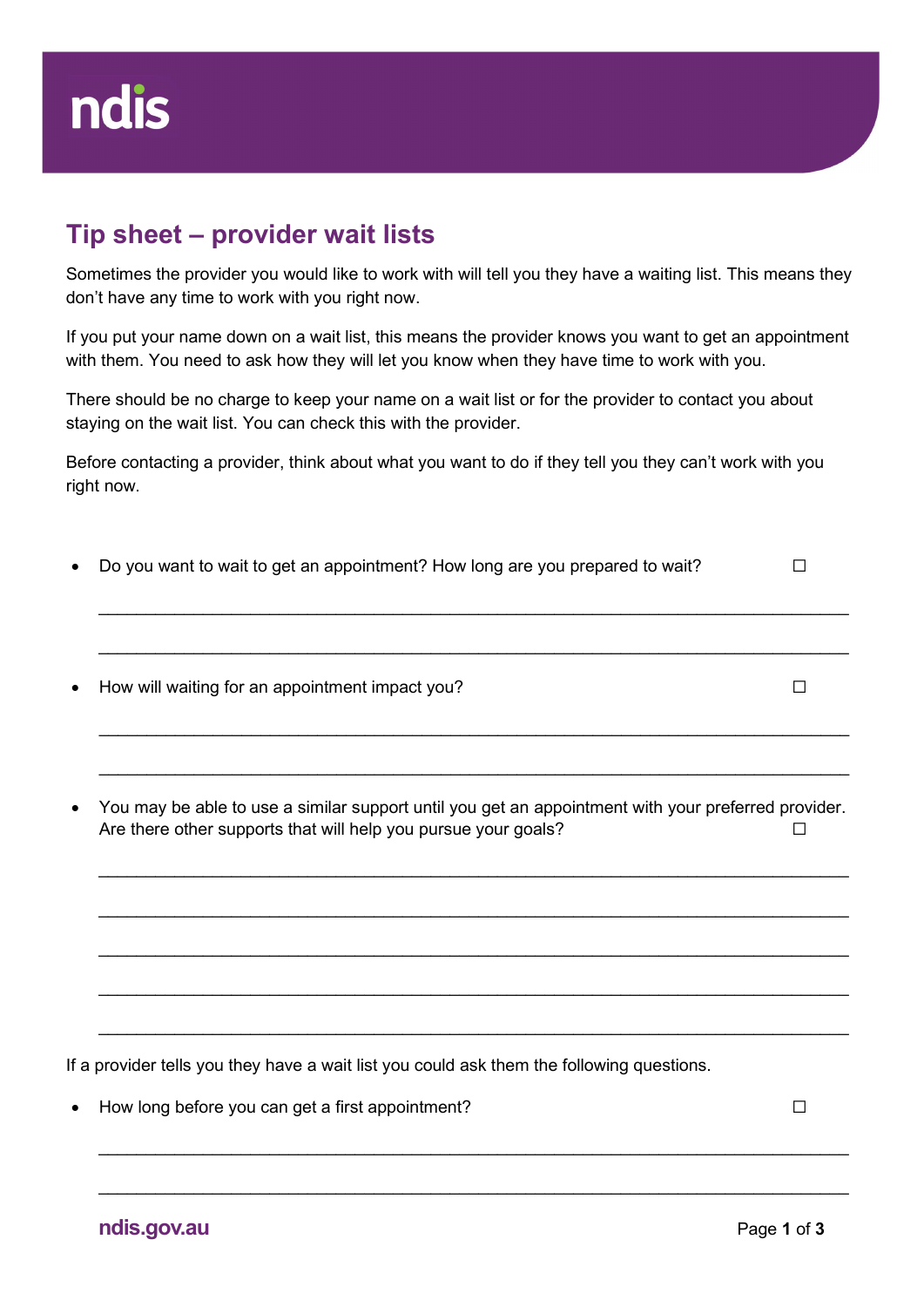# Tip sheet – provider wait lists

Sometimes the provider you would like to work with will tell you they have a waiting list. This means they don't have any time to work with you right now.

If you put your name down on a wait list, this means the provider knows you want to get an appointment with them. You need to ask how they will let you know when they have time to work with you.

There should be no charge to keep your name on a wait list or for the provider to contact you about staying on the wait list. You can check this with the provider.

Before contacting a provider, think about what you want to do if they tell you they can't work with you right now.

- Do you want to wait to get an appointment? How long are you prepared to wait? ☐

  ______________________________________________________________________________

  ______________________________________________________________________________

- How will waiting for an appointment impact you? ☐

  ______________________________________________________________________________

  ______________________________________________________________________________

- You may be able to use a similar support until you get an appointment with your preferred provider. Are there other supports that will help you pursue your goals? ☐

  ______________________________________________________________________________

  ______________________________________________________________________________

  ______________________________________________________________________________

  ______________________________________________________________________________

  ______________________________________________________________________________

If a provider tells you they have a wait list you could ask them the following questions.

- How long before you can get a first appointment? ☐

  ______________________________________________________________________________

  ______________________________________________________________________________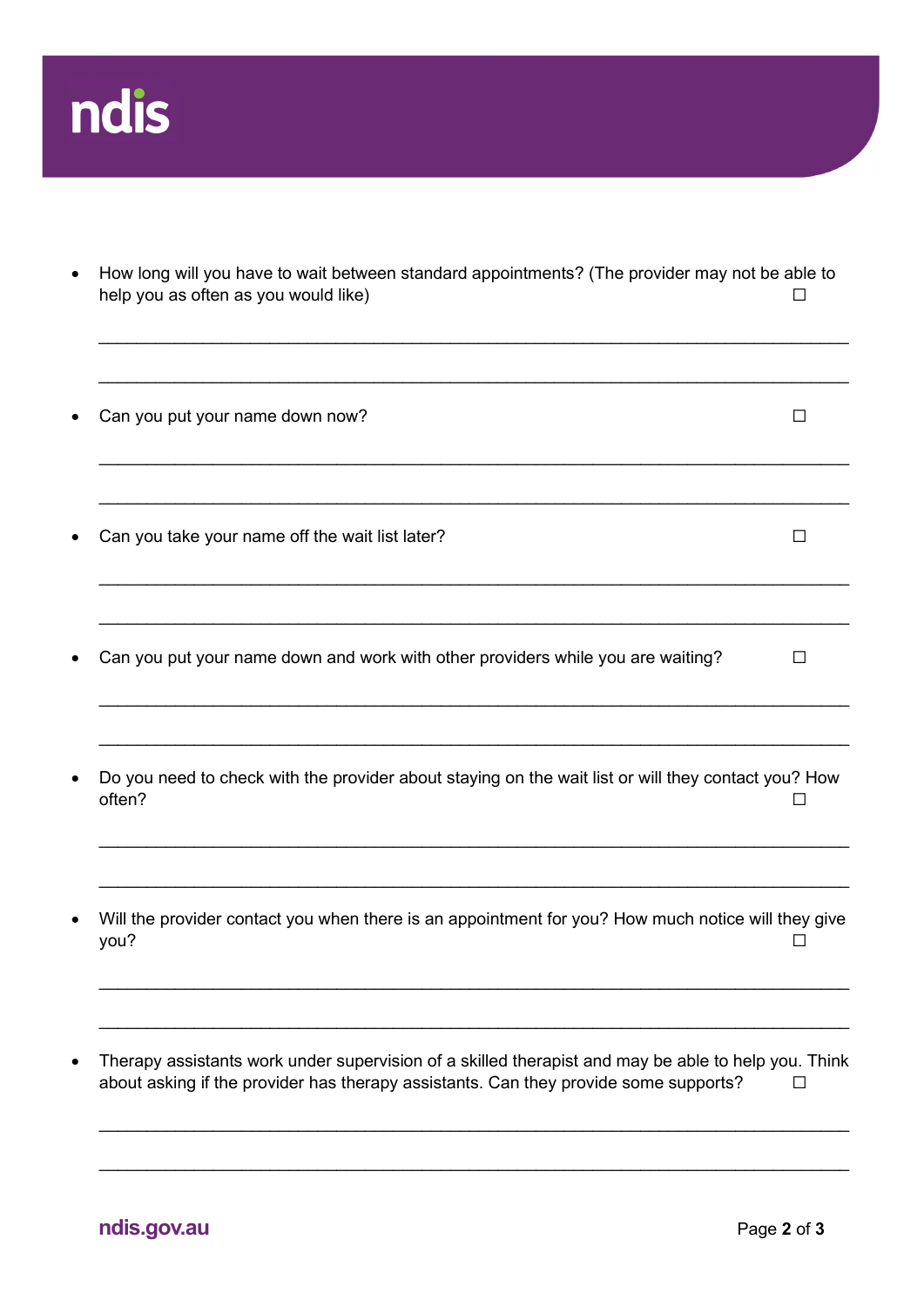- How long will you have to wait between standard appointments? (The provider may not be able to help you as often as you would like) ☐

  ______________________________________________________________________________

  ______________________________________________________________________________

- Can you put your name down now? ☐

  ______________________________________________________________________________

  ______________________________________________________________________________

- Can you take your name off the wait list later? ☐

  ______________________________________________________________________________

  ______________________________________________________________________________

- Can you put your name down and work with other providers while you are waiting? ☐

  ______________________________________________________________________________

  ______________________________________________________________________________

- Do you need to check with the provider about staying on the wait list or will they contact you? How often? ☐

  ______________________________________________________________________________

  ______________________________________________________________________________

- Will the provider contact you when there is an appointment for you? How much notice will they give you? ☐

  ______________________________________________________________________________

  ______________________________________________________________________________

- Therapy assistants work under supervision of a skilled therapist and may be able to help you. Think about asking if the provider has therapy assistants. Can they provide some supports? ☐

  ______________________________________________________________________________

  ______________________________________________________________________________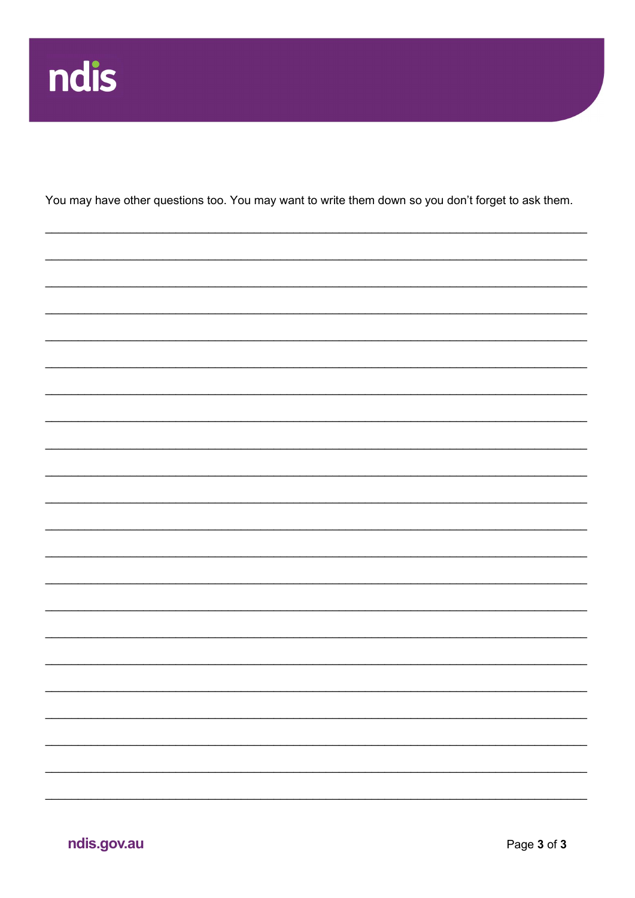You may have other questions too. You may want to write them down so you don't forget to ask them.

\_\_\_\_\_\_\_\_\_\_\_\_\_\_\_\_\_\_\_\_\_\_\_\_\_\_\_\_\_\_\_\_\_\_\_\_\_\_\_\_\_\_\_\_\_\_\_\_\_\_\_\_\_\_\_\_\_\_\_\_\_\_\_\_\_\_\_\_\_\_\_\_

\_\_\_\_\_\_\_\_\_\_\_\_\_\_\_\_\_\_\_\_\_\_\_\_\_\_\_\_\_\_\_\_\_\_\_\_\_\_\_\_\_\_\_\_\_\_\_\_\_\_\_\_\_\_\_\_\_\_\_\_\_\_\_\_\_\_\_\_\_\_\_\_

\_\_\_\_\_\_\_\_\_\_\_\_\_\_\_\_\_\_\_\_\_\_\_\_\_\_\_\_\_\_\_\_\_\_\_\_\_\_\_\_\_\_\_\_\_\_\_\_\_\_\_\_\_\_\_\_\_\_\_\_\_\_\_\_\_\_\_\_\_\_\_\_

\_\_\_\_\_\_\_\_\_\_\_\_\_\_\_\_\_\_\_\_\_\_\_\_\_\_\_\_\_\_\_\_\_\_\_\_\_\_\_\_\_\_\_\_\_\_\_\_\_\_\_\_\_\_\_\_\_\_\_\_\_\_\_\_\_\_\_\_\_\_\_\_

\_\_\_\_\_\_\_\_\_\_\_\_\_\_\_\_\_\_\_\_\_\_\_\_\_\_\_\_\_\_\_\_\_\_\_\_\_\_\_\_\_\_\_\_\_\_\_\_\_\_\_\_\_\_\_\_\_\_\_\_\_\_\_\_\_\_\_\_\_\_\_\_